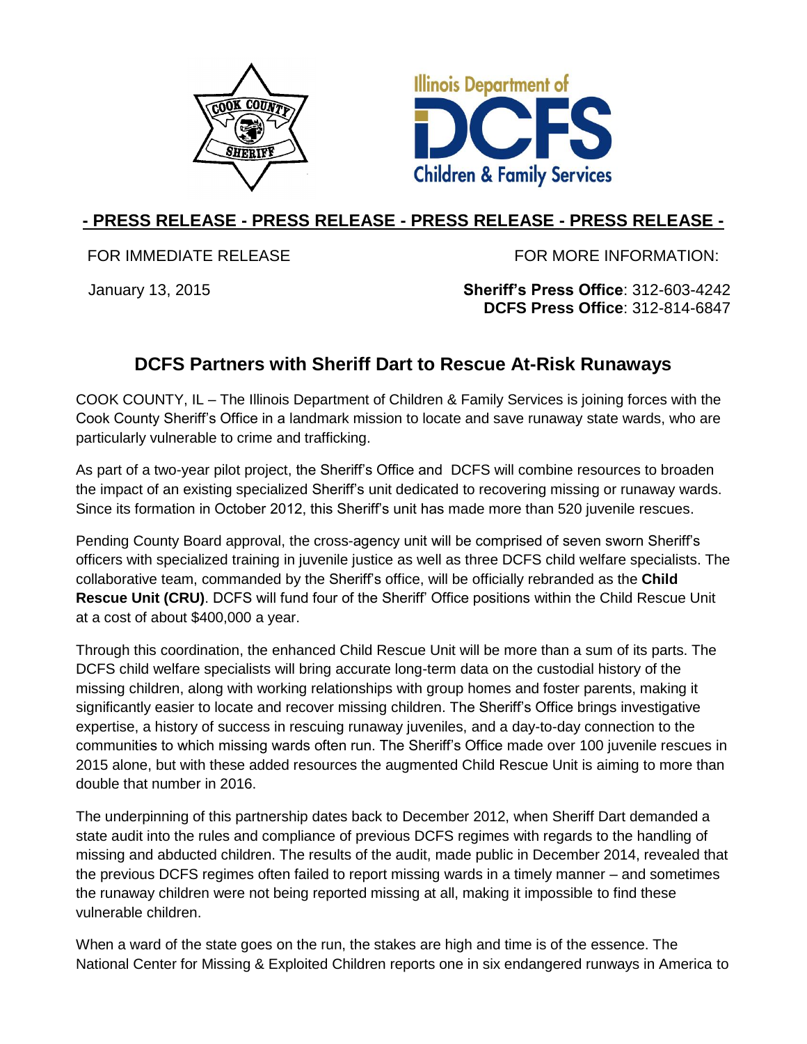**- PRESS RELEASE - PRESS RELEASE - PRESS RELEASE - PRESS RELEASE -**

FOR IMMEDIATE RELEASE

January 13, 2015

FOR MORE INFORMATION:

**Sheriff's Press Office**: 312-603-4242
**DCFS Press Office**: 312-814-6847

## DCFS Partners with Sheriff Dart to Rescue At-Risk Runaways

COOK COUNTY, IL – The Illinois Department of Children & Family Services is joining forces with the Cook County Sheriff's Office in a landmark mission to locate and save runaway state wards, who are particularly vulnerable to crime and trafficking.

As part of a two-year pilot project, the Sheriff's Office and DCFS will combine resources to broaden the impact of an existing specialized Sheriff's unit dedicated to recovering missing or runaway wards. Since its formation in October 2012, this Sheriff's unit has made more than 520 juvenile rescues.

Pending County Board approval, the cross-agency unit will be comprised of seven sworn Sheriff's officers with specialized training in juvenile justice as well as three DCFS child welfare specialists. The collaborative team, commanded by the Sheriff's office, will be officially rebranded as the **Child Rescue Unit (CRU)**. DCFS will fund four of the Sheriff' Office positions within the Child Rescue Unit at a cost of about $400,000 a year.

Through this coordination, the enhanced Child Rescue Unit will be more than a sum of its parts. The DCFS child welfare specialists will bring accurate long-term data on the custodial history of the missing children, along with working relationships with group homes and foster parents, making it significantly easier to locate and recover missing children. The Sheriff's Office brings investigative expertise, a history of success in rescuing runaway juveniles, and a day-to-day connection to the communities to which missing wards often run. The Sheriff's Office made over 100 juvenile rescues in 2015 alone, but with these added resources the augmented Child Rescue Unit is aiming to more than double that number in 2016.

The underpinning of this partnership dates back to December 2012, when Sheriff Dart demanded a state audit into the rules and compliance of previous DCFS regimes with regards to the handling of missing and abducted children. The results of the audit, made public in December 2014, revealed that the previous DCFS regimes often failed to report missing wards in a timely manner – and sometimes the runaway children were not being reported missing at all, making it impossible to find these vulnerable children.

When a ward of the state goes on the run, the stakes are high and time is of the essence. The National Center for Missing & Exploited Children reports one in six endangered runways in America to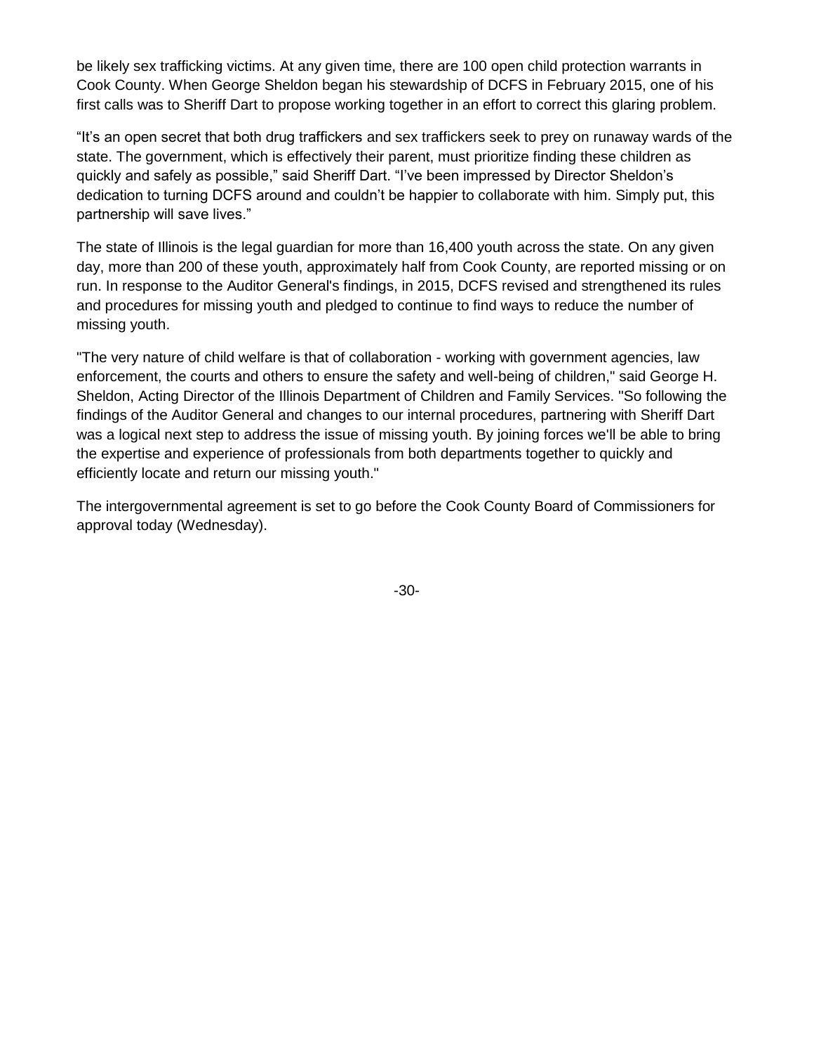be likely sex trafficking victims. At any given time, there are 100 open child protection warrants in Cook County. When George Sheldon began his stewardship of DCFS in February 2015, one of his first calls was to Sheriff Dart to propose working together in an effort to correct this glaring problem.

“It’s an open secret that both drug traffickers and sex traffickers seek to prey on runaway wards of the state. The government, which is effectively their parent, must prioritize finding these children as quickly and safely as possible,” said Sheriff Dart. “I’ve been impressed by Director Sheldon’s dedication to turning DCFS around and couldn’t be happier to collaborate with him. Simply put, this partnership will save lives.”

The state of Illinois is the legal guardian for more than 16,400 youth across the state. On any given day, more than 200 of these youth, approximately half from Cook County, are reported missing or on run. In response to the Auditor General's findings, in 2015, DCFS revised and strengthened its rules and procedures for missing youth and pledged to continue to find ways to reduce the number of missing youth.

"The very nature of child welfare is that of collaboration - working with government agencies, law enforcement, the courts and others to ensure the safety and well-being of children," said George H. Sheldon, Acting Director of the Illinois Department of Children and Family Services. "So following the findings of the Auditor General and changes to our internal procedures, partnering with Sheriff Dart was a logical next step to address the issue of missing youth. By joining forces we'll be able to bring the expertise and experience of professionals from both departments together to quickly and efficiently locate and return our missing youth."

The intergovernmental agreement is set to go before the Cook County Board of Commissioners for approval today (Wednesday).

-30-